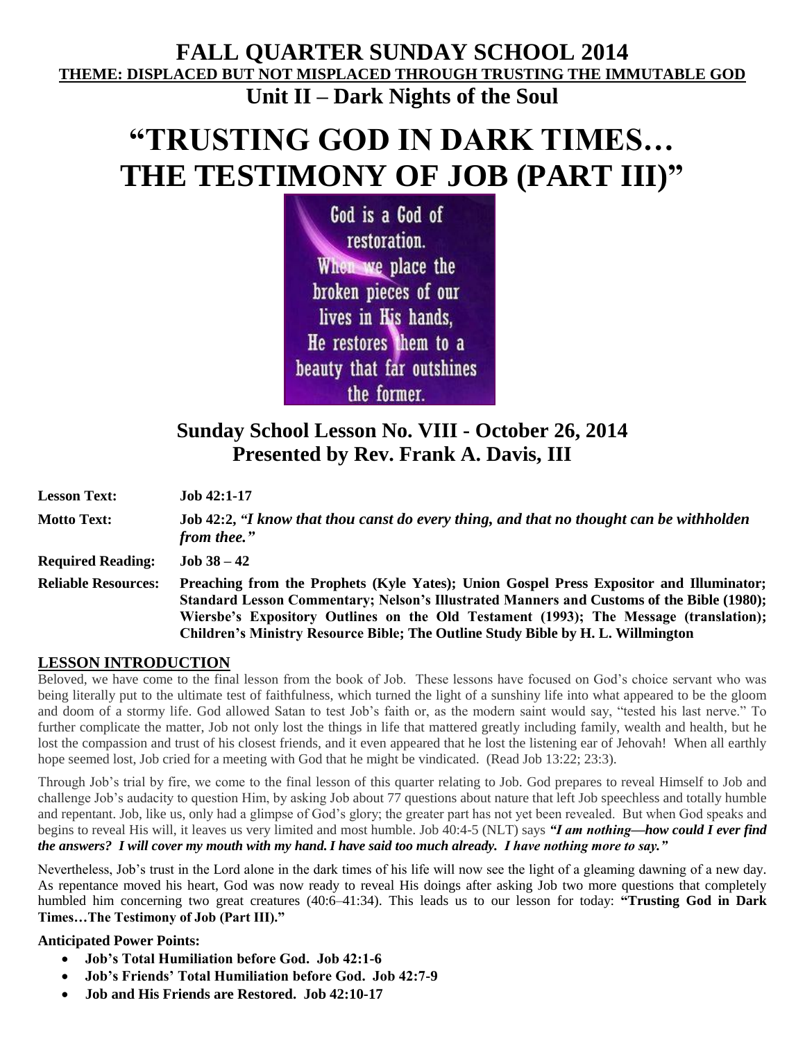# FALL QUARTER SUNDAY SCHOOL 2014

**THEME: DISPLACED BUT NOT MISPLACED THROUGH TRUSTING THE IMMUTABLE GOD**

## Unit II – Dark Nights of the Soul

# "TRUSTING GOD IN DARK TIMES… THE TESTIMONY OF JOB (PART III)"

God is a God of restoration. When we place the broken pieces of our lives in His hands, He restores them to a beauty that far outshines the former.

## Sunday School Lesson No. VIII - October 26, 2014
## Presented by Rev. Frank A. Davis, III

**Lesson Text:** **Job 42:1-17**

**Motto Text:** **Job 42:2, *"I know that thou canst do every thing, and that no thought can be withholden from thee."***

**Required Reading:** **Job 38 – 42**

**Reliable Resources:** **Preaching from the Prophets (Kyle Yates); Union Gospel Press Expositor and Illuminator; Standard Lesson Commentary; Nelson's Illustrated Manners and Customs of the Bible (1980); Wiersbe's Expository Outlines on the Old Testament (1993); The Message (translation); Children's Ministry Resource Bible; The Outline Study Bible by H. L. Willmington**

## LESSON INTRODUCTION

Beloved, we have come to the final lesson from the book of Job. These lessons have focused on God's choice servant who was being literally put to the ultimate test of faithfulness, which turned the light of a sunshiny life into what appeared to be the gloom and doom of a stormy life. God allowed Satan to test Job's faith or, as the modern saint would say, "tested his last nerve." To further complicate the matter, Job not only lost the things in life that mattered greatly including family, wealth and health, but he lost the compassion and trust of his closest friends, and it even appeared that he lost the listening ear of Jehovah! When all earthly hope seemed lost, Job cried for a meeting with God that he might be vindicated. (Read Job 13:22; 23:3).

Through Job's trial by fire, we come to the final lesson of this quarter relating to Job. God prepares to reveal Himself to Job and challenge Job's audacity to question Him, by asking Job about 77 questions about nature that left Job speechless and totally humble and repentant. Job, like us, only had a glimpse of God's glory; the greater part has not yet been revealed. But when God speaks and begins to reveal His will, it leaves us very limited and most humble. Job 40:4-5 (NLT) says ***"I am nothing—how could I ever find the answers? I will cover my mouth with my hand. I have said too much already. I have nothing more to say."***

Nevertheless, Job's trust in the Lord alone in the dark times of his life will now see the light of a gleaming dawning of a new day. As repentance moved his heart, God was now ready to reveal His doings after asking Job two more questions that completely humbled him concerning two great creatures (40:6–41:34). This leads us to our lesson for today: **"Trusting God in Dark Times…The Testimony of Job (Part III)."**

**Anticipated Power Points:**

- **Job's Total Humiliation before God. Job 42:1-6**
- **Job's Friends' Total Humiliation before God. Job 42:7-9**
- **Job and His Friends are Restored. Job 42:10-17**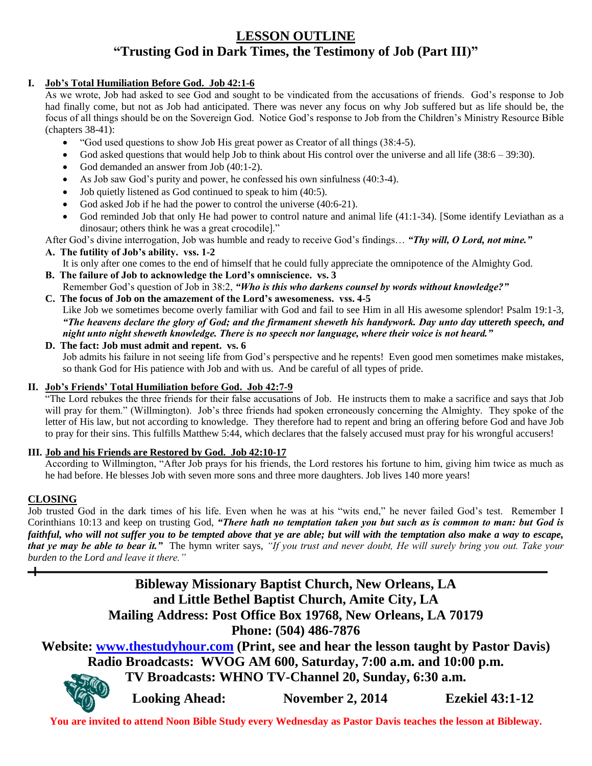# LESSON OUTLINE

## "Trusting God in Dark Times, the Testimony of Job (Part III)"

### I. Job's Total Humiliation Before God. Job 42:1-6

As we wrote, Job had asked to see God and sought to be vindicated from the accusations of friends. God's response to Job had finally come, but not as Job had anticipated. There was never any focus on why Job suffered but as life should be, the focus of all things should be on the Sovereign God. Notice God's response to Job from the Children's Ministry Resource Bible (chapters 38-41):

- "God used questions to show Job His great power as Creator of all things (38:4-5).
- God asked questions that would help Job to think about His control over the universe and all life (38:6 – 39:30).
- God demanded an answer from Job (40:1-2).
- As Job saw God's purity and power, he confessed his own sinfulness (40:3-4).
- Job quietly listened as God continued to speak to him (40:5).
- God asked Job if he had the power to control the universe (40:6-21).
- God reminded Job that only He had power to control nature and animal life (41:1-34). [Some identify Leviathan as a dinosaur; others think he was a great crocodile]."

After God's divine interrogation, Job was humble and ready to receive God's findings… ***"Thy will, O Lord, not mine."***

**A. The futility of Job's ability. vss. 1-2**

It is only after one comes to the end of himself that he could fully appreciate the omnipotence of the Almighty God.

**B. The failure of Job to acknowledge the Lord's omniscience. vs. 3**

Remember God's question of Job in 38:2, ***"Who is this who darkens counsel by words without knowledge?"***

**C. The focus of Job on the amazement of the Lord's awesomeness. vss. 4-5**

Like Job we sometimes become overly familiar with God and fail to see Him in all His awesome splendor! Psalm 19:1-3, ***"The heavens declare the glory of God; and the firmament sheweth his handywork. Day unto day uttereth speech, and night unto night sheweth knowledge. There is no speech nor language, where their voice is not heard."***

**D. The fact: Job must admit and repent. vs. 6**

Job admits his failure in not seeing life from God's perspective and he repents! Even good men sometimes make mistakes, so thank God for His patience with Job and with us. And be careful of all types of pride.

### II. Job's Friends' Total Humiliation before God. Job 42:7-9

"The Lord rebukes the three friends for their false accusations of Job. He instructs them to make a sacrifice and says that Job will pray for them." (Willmington). Job's three friends had spoken erroneously concerning the Almighty. They spoke of the letter of His law, but not according to knowledge. They therefore had to repent and bring an offering before God and have Job to pray for their sins. This fulfills Matthew 5:44, which declares that the falsely accused must pray for his wrongful accusers!

### III. Job and his Friends are Restored by God. Job 42:10-17

According to Willmington, "After Job prays for his friends, the Lord restores his fortune to him, giving him twice as much as he had before. He blesses Job with seven more sons and three more daughters. Job lives 140 more years!

### CLOSING

Job trusted God in the dark times of his life. Even when he was at his "wits end," he never failed God's test. Remember I Corinthians 10:13 and keep on trusting God, ***"There hath no temptation taken you but such as is common to man: but God is faithful, who will not suffer you to be tempted above that ye are able; but will with the temptation also make a way to escape, that ye may be able to bear it."*** The hymn writer says, *"If you trust and never doubt, He will surely bring you out. Take your burden to the Lord and leave it there."*

---

**Bibleway Missionary Baptist Church, New Orleans, LA**
**and Little Bethel Baptist Church, Amite City, LA**
**Mailing Address: Post Office Box 19768, New Orleans, LA 70179**
**Phone: (504) 486-7876**
**Website: www.thestudyhour.com (Print, see and hear the lesson taught by Pastor Davis)**
**Radio Broadcasts: WVOG AM 600, Saturday, 7:00 a.m. and 10:00 p.m.**
**TV Broadcasts: WHNO TV-Channel 20, Sunday, 6:30 a.m.**

**Looking Ahead: November 2, 2014 Ezekiel 43:1-12**

**You are invited to attend Noon Bible Study every Wednesday as Pastor Davis teaches the lesson at Bibleway.**